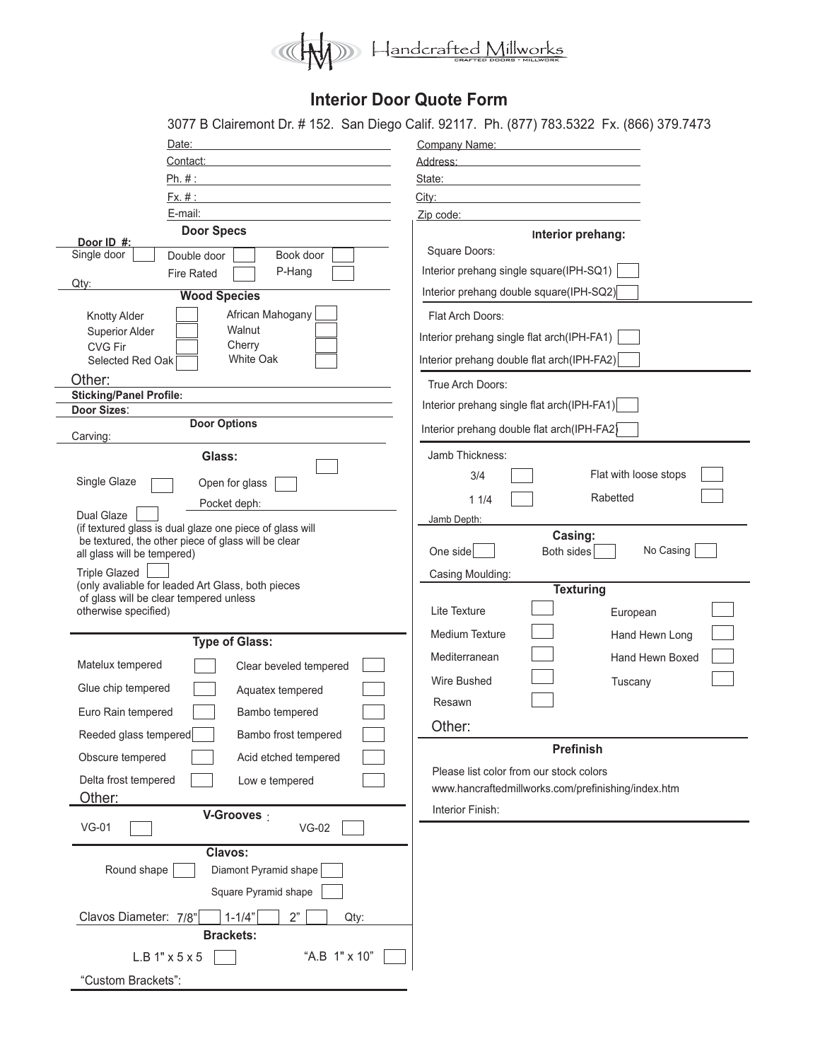Handcrafted Millworks
CRAFTED DOORS - MILLWORK

# Interior Door Quote Form

3077 B Clairemont Dr. # 152. San Diego Calif. 92117. Ph. (877) 783.5322 Fx. (866) 379.7473

Date:
Contact:
Ph. # :
Fx. # :
E-mail:

Company Name:
Address:
State:
City:
Zip code:

## Door Specs

Door ID #:

Single door [ ] Double door [ ] Book door [ ]
Fire Rated [ ] P-Hang [ ]

Qty:

### Wood Species

Knotty Alder [ ] African Mahogany [ ]
Superior Alder [ ] Walnut [ ]
CVG Fir [ ] Cherry [ ]
Selected Red Oak [ ] White Oak [ ]

Other:

**Sticking/Panel Profile:**

**Door Sizes:**

### Door Options

Carving:

### Glass:

[ ]

Single Glaze [ ] Open for glass [ ]
Pocket deph:

Dual Glaze [ ]
(if textured glass is dual glaze one piece of glass will be textured, the other piece of glass will be clear all glass will be tempered)

Triple Glazed [ ]
(only avaliable for leaded Art Glass, both pieces of glass will be clear tempered unless otherwise specified)

### Type of Glass:

Matelux tempered [ ] Clear beveled tempered [ ]
Glue chip tempered [ ] Aquatex tempered [ ]
Euro Rain tempered [ ] Bambo tempered [ ]
Reeded glass tempered [ ] Bambo frost tempered [ ]
Obscure tempered [ ] Acid etched tempered [ ]
Delta frost tempered [ ] Low e tempered [ ]

Other:

### V-Grooves :

VG-01 [ ] VG-02 [ ]

### Clavos:

Round shape [ ] Diamont Pyramid shape [ ]
Square Pyramid shape [ ]

Clavos Diameter: 7/8" [ ] 1-1/4" [ ] 2" [ ] Qty:

### Brackets:

L.B 1" x 5 x 5 [ ] "A.B 1" x 10" [ ]

"Custom Brackets":

## Interior prehang:

Square Doors:

Interior prehang single square(IPH-SQ1) [ ]
Interior prehang double square(IPH-SQ2) [ ]

Flat Arch Doors:

Interior prehang single flat arch(IPH-FA1) [ ]
Interior prehang double flat arch(IPH-FA2) [ ]

True Arch Doors:

Interior prehang single flat arch(IPH-FA1) [ ]
Interior prehang double flat arch(IPH-FA2) [ ]

Jamb Thickness:

3/4 [ ] Flat with loose stops [ ]
1 1/4 [ ] Rabetted [ ]

Jamb Depth:

### Casing:

One side [ ] Both sides [ ] No Casing [ ]

Casing Moulding:

### Texturing

Lite Texture [ ] European [ ]
Medium Texture [ ] Hand Hewn Long [ ]
Mediterranean [ ] Hand Hewn Boxed [ ]
Wire Bushed [ ] Tuscany [ ]
Resawn [ ]

Other:

### Prefinish

Please list color from our stock colors
www.hancraftedmillworks.com/prefinishing/index.htm

Interior Finish: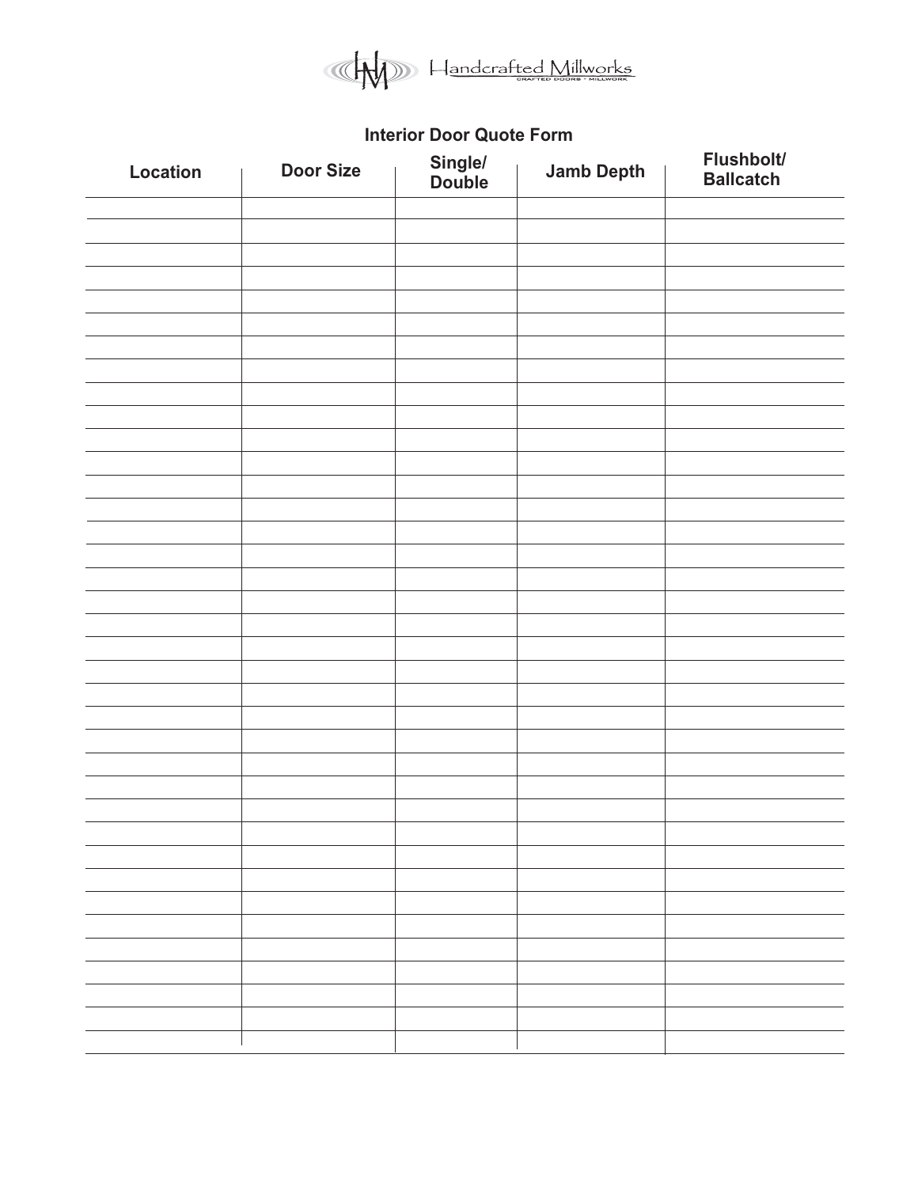Handcrafted Millworks
CRAFTED DOORS - MILLWORK

## Interior Door Quote Form

| Location | Door Size | Single/ Double | Jamb Depth | Flushbolt/ Ballcatch |
|---|---|---|---|---|
| | | | | |
| | | | | |
| | | | | |
| | | | | |
| | | | | |
| | | | | |
| | | | | |
| | | | | |
| | | | | |
| | | | | |
| | | | | |
| | | | | |
| | | | | |
| | | | | |
| | | | | |
| | | | | |
| | | | | |
| | | | | |
| | | | | |
| | | | | |
| | | | | |
| | | | | |
| | | | | |
| | | | | |
| | | | | |
| | | | | |
| | | | | |
| | | | | |
| | | | | |
| | | | | |
| | | | | |
| | | | | |
| | | | | |
| | | | | |
| | | | | |
| | | | | |
| | | | | |